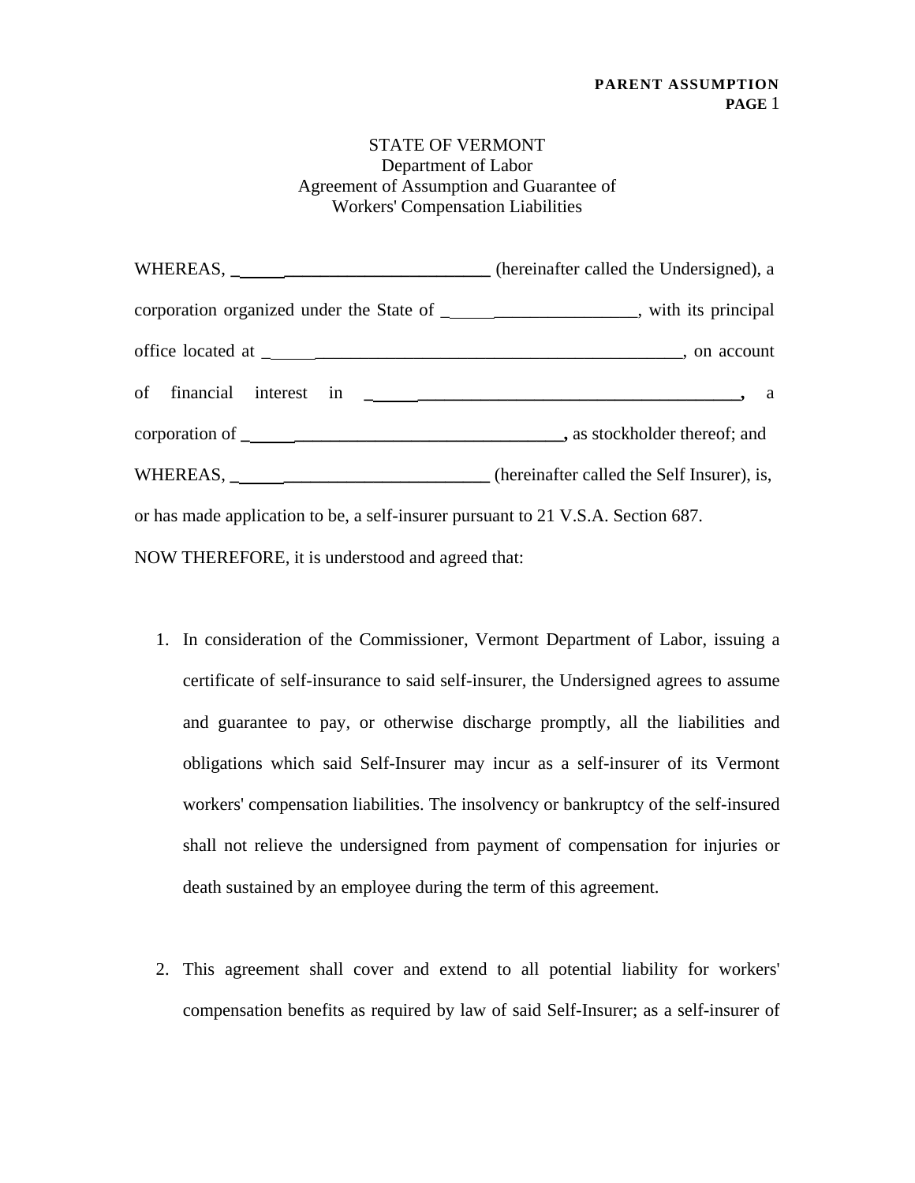STATE OF VERMONT
Department of Labor
Agreement of Assumption and Guarantee of
Workers' Compensation Liabilities

WHEREAS, ______________________________ (hereinafter called the Undersigned), a corporation organized under the State of ______________________, with its principal office located at _________________________________________________, on account of financial interest in ___________________________________________, a corporation of ____________________________________, as stockholder thereof; and

WHEREAS, ______________________________ (hereinafter called the Self Insurer), is, or has made application to be, a self-insurer pursuant to 21 V.S.A. Section 687.

NOW THEREFORE, it is understood and agreed that:

1. In consideration of the Commissioner, Vermont Department of Labor, issuing a certificate of self-insurance to said self-insurer, the Undersigned agrees to assume and guarantee to pay, or otherwise discharge promptly, all the liabilities and obligations which said Self-Insurer may incur as a self-insurer of its Vermont workers' compensation liabilities. The insolvency or bankruptcy of the self-insured shall not relieve the undersigned from payment of compensation for injuries or death sustained by an employee during the term of this agreement.

2. This agreement shall cover and extend to all potential liability for workers' compensation benefits as required by law of said Self-Insurer; as a self-insurer of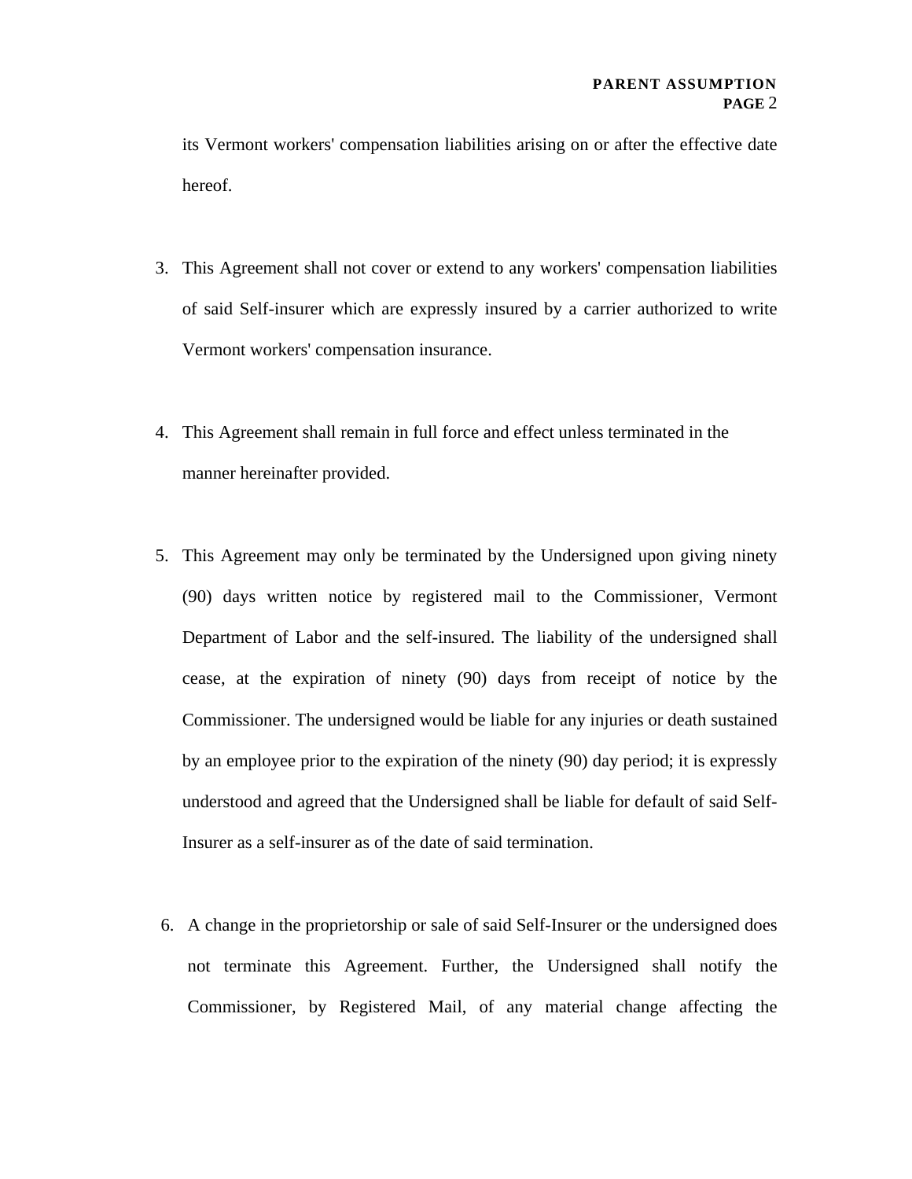its Vermont workers' compensation liabilities arising on or after the effective date hereof.

3. This Agreement shall not cover or extend to any workers' compensation liabilities of said Self-insurer which are expressly insured by a carrier authorized to write Vermont workers' compensation insurance.

4. This Agreement shall remain in full force and effect unless terminated in the manner hereinafter provided.

5. This Agreement may only be terminated by the Undersigned upon giving ninety (90) days written notice by registered mail to the Commissioner, Vermont Department of Labor and the self-insured. The liability of the undersigned shall cease, at the expiration of ninety (90) days from receipt of notice by the Commissioner. The undersigned would be liable for any injuries or death sustained by an employee prior to the expiration of the ninety (90) day period; it is expressly understood and agreed that the Undersigned shall be liable for default of said Self-Insurer as a self-insurer as of the date of said termination.

6. A change in the proprietorship or sale of said Self-Insurer or the undersigned does not terminate this Agreement. Further, the Undersigned shall notify the Commissioner, by Registered Mail, of any material change affecting the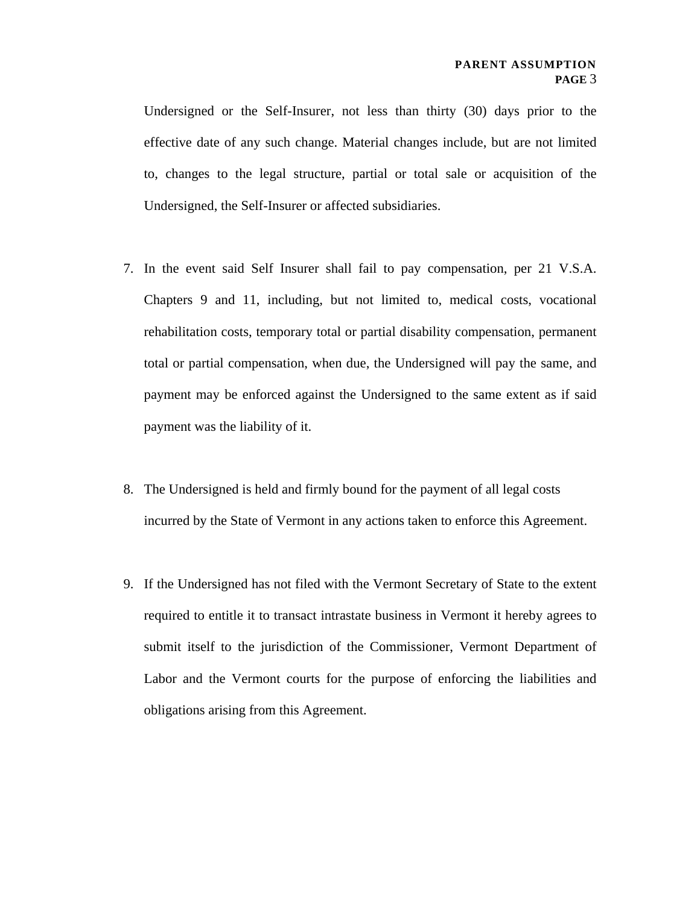Undersigned or the Self-Insurer, not less than thirty (30) days prior to the effective date of any such change. Material changes include, but are not limited to, changes to the legal structure, partial or total sale or acquisition of the Undersigned, the Self-Insurer or affected subsidiaries.

7. In the event said Self Insurer shall fail to pay compensation, per 21 V.S.A. Chapters 9 and 11, including, but not limited to, medical costs, vocational rehabilitation costs, temporary total or partial disability compensation, permanent total or partial compensation, when due, the Undersigned will pay the same, and payment may be enforced against the Undersigned to the same extent as if said payment was the liability of it.

8. The Undersigned is held and firmly bound for the payment of all legal costs incurred by the State of Vermont in any actions taken to enforce this Agreement.

9. If the Undersigned has not filed with the Vermont Secretary of State to the extent required to entitle it to transact intrastate business in Vermont it hereby agrees to submit itself to the jurisdiction of the Commissioner, Vermont Department of Labor and the Vermont courts for the purpose of enforcing the liabilities and obligations arising from this Agreement.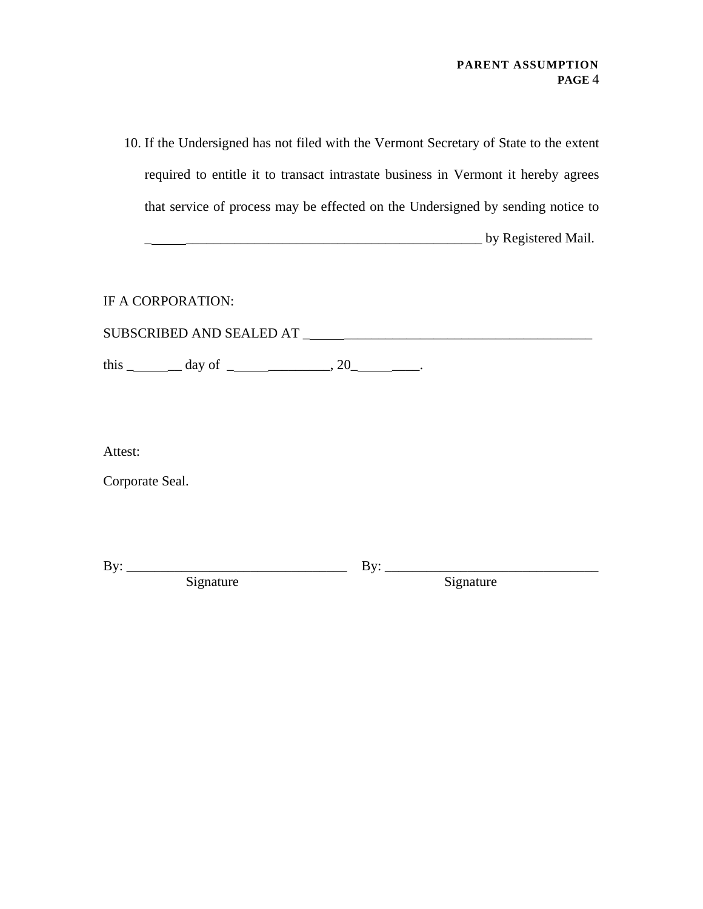10. If the Undersigned has not filed with the Vermont Secretary of State to the extent required to entitle it to transact intrastate business in Vermont it hereby agrees that service of process may be effected on the Undersigned by sending notice to ______________________________________________________ by Registered Mail.

IF A CORPORATION:

SUBSCRIBED AND SEALED AT ___________________________________________

this _________ day of ________________, 20_________.

Attest:

Corporate Seal.

By: ________________________________ By: ________________________________
Signature Signature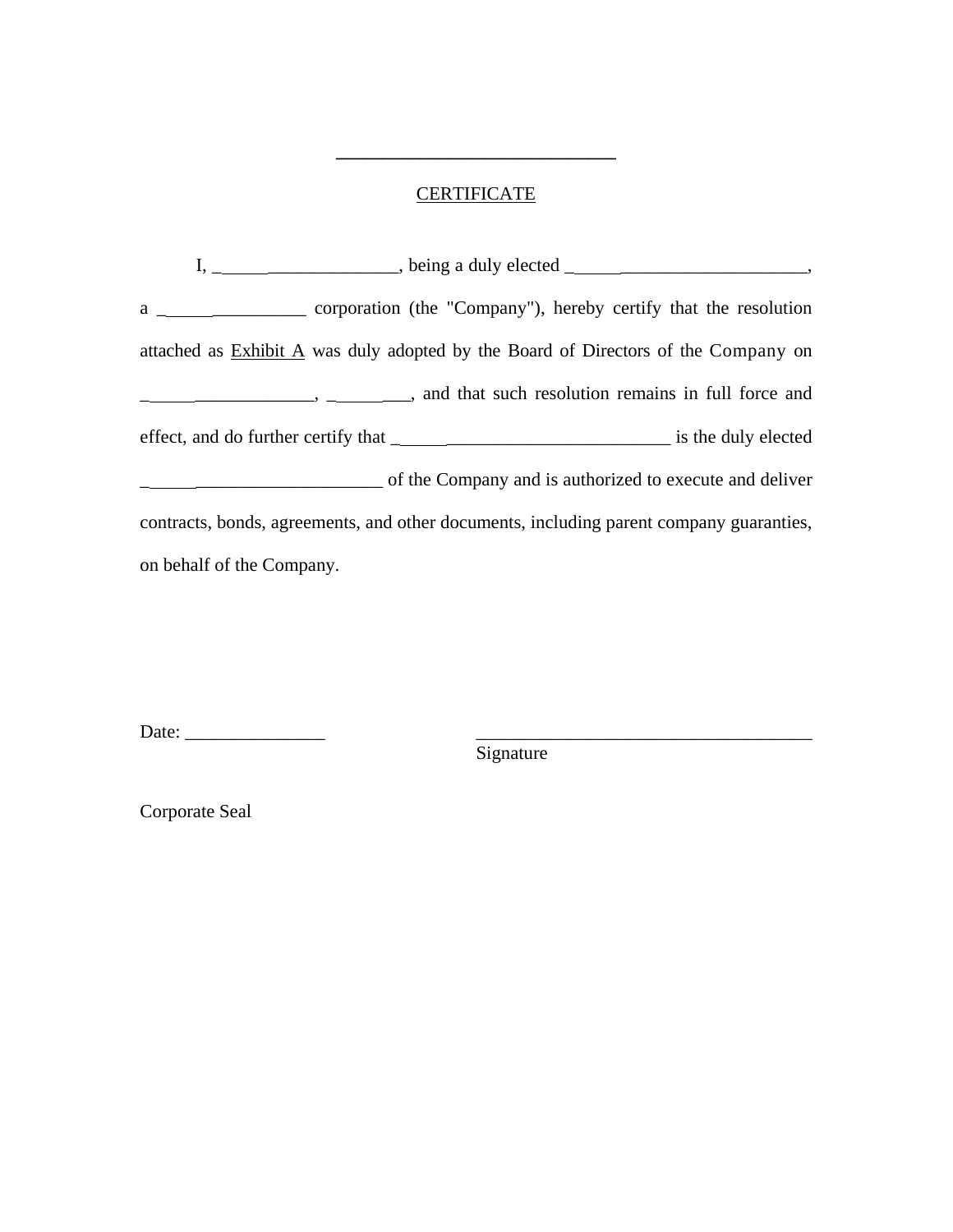_____________________________

CERTIFICATE

I, ___________________, being a duly elected _________________________, a ________________ corporation (the "Company"), hereby certify that the resolution attached as Exhibit A was duly adopted by the Board of Directors of the Company on ___________________, ________, and that such resolution remains in full force and effect, and do further certify that _______________________________ is the duly elected __________________________ of the Company and is authorized to execute and deliver contracts, bonds, agreements, and other documents, including parent company guaranties, on behalf of the Company.

Date: _______________ _____________________________________

Signature

Corporate Seal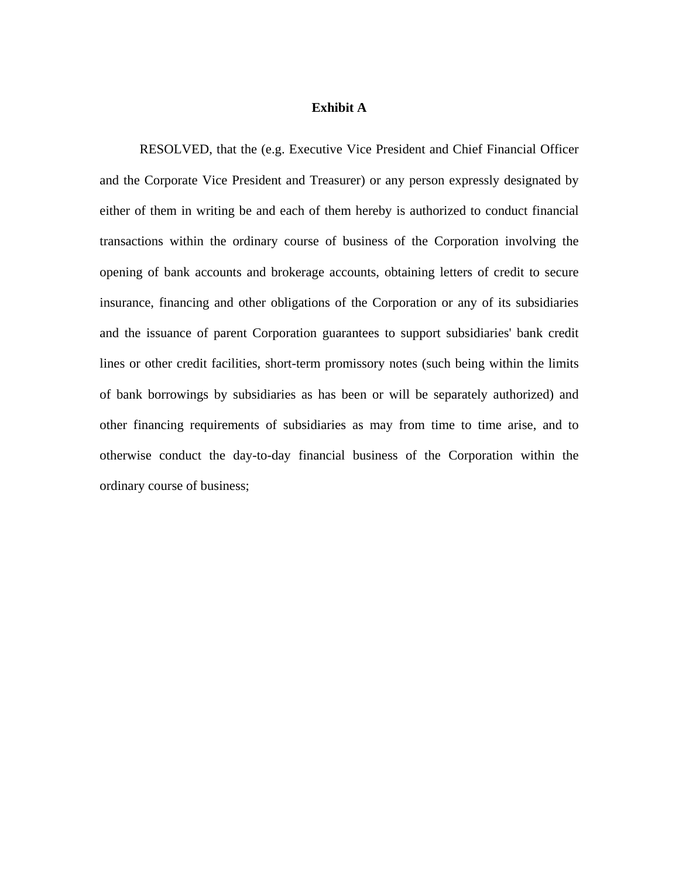**Exhibit A**

RESOLVED, that the (e.g. Executive Vice President and Chief Financial Officer and the Corporate Vice President and Treasurer) or any person expressly designated by either of them in writing be and each of them hereby is authorized to conduct financial transactions within the ordinary course of business of the Corporation involving the opening of bank accounts and brokerage accounts, obtaining letters of credit to secure insurance, financing and other obligations of the Corporation or any of its subsidiaries and the issuance of parent Corporation guarantees to support subsidiaries' bank credit lines or other credit facilities, short-term promissory notes (such being within the limits of bank borrowings by subsidiaries as has been or will be separately authorized) and other financing requirements of subsidiaries as may from time to time arise, and to otherwise conduct the day-to-day financial business of the Corporation within the ordinary course of business;